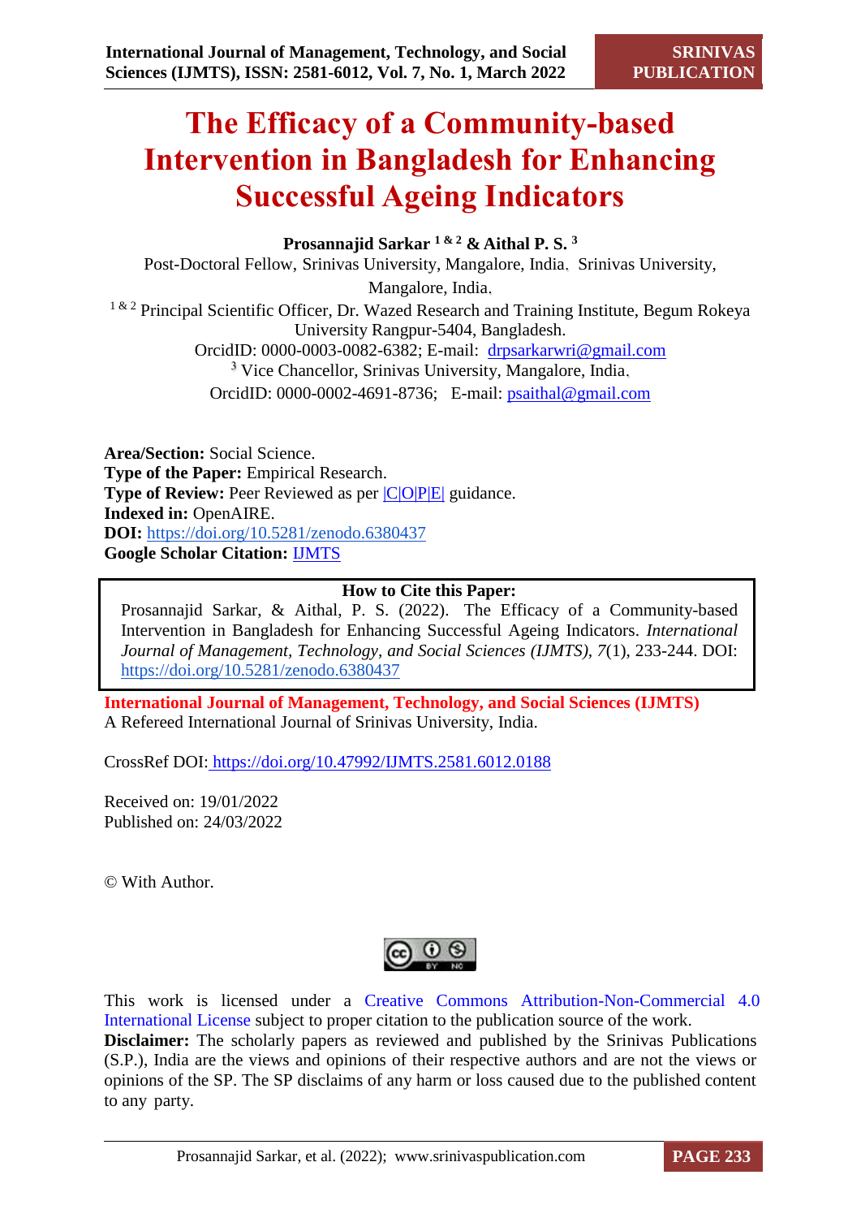# The Efficacy of a Community-based Intervention in Bangladesh for Enhancing Successful Ageing Indicators

**Prosannajid Sarkar [1 & 2] & Aithal P. S. [3]**

Post-Doctoral Fellow, Srinivas University, Mangalore, India, Srinivas University, Mangalore, India.

[1 & 2] Principal Scientific Officer, Dr. Wazed Research and Training Institute, Begum Rokeya University Rangpur-5404, Bangladesh.

OrcidID: 0000-0003-0082-6382; E-mail: drpsarkarwri@gmail.com

[3] Vice Chancellor, Srinivas University, Mangalore, India.

OrcidID: 0000-0002-4691-8736; E-mail: psaithal@gmail.com

**Area/Section:** Social Science.
**Type of the Paper:** Empirical Research.
**Type of Review:** Peer Reviewed as per |C|O|P|E| guidance.
**Indexed in:** OpenAIRE.
**DOI:** https://doi.org/10.5281/zenodo.6380437
**Google Scholar Citation:** IJMTS

**How to Cite this Paper:**

Prosannajid Sarkar, & Aithal, P. S. (2022). The Efficacy of a Community-based Intervention in Bangladesh for Enhancing Successful Ageing Indicators. *International Journal of Management, Technology, and Social Sciences (IJMTS), 7*(1), 233-244. DOI: https://doi.org/10.5281/zenodo.6380437

**International Journal of Management, Technology, and Social Sciences (IJMTS)**
A Refereed International Journal of Srinivas University, India.

CrossRef DOI: https://doi.org/10.47992/IJMTS.2581.6012.0188

Received on: 19/01/2022
Published on: 24/03/2022

© With Author.

This work is licensed under a Creative Commons Attribution-Non-Commercial 4.0 International License subject to proper citation to the publication source of the work.

**Disclaimer:** The scholarly papers as reviewed and published by the Srinivas Publications (S.P.), India are the views and opinions of their respective authors and are not the views or opinions of the SP. The SP disclaims of any harm or loss caused due to the published content to any party.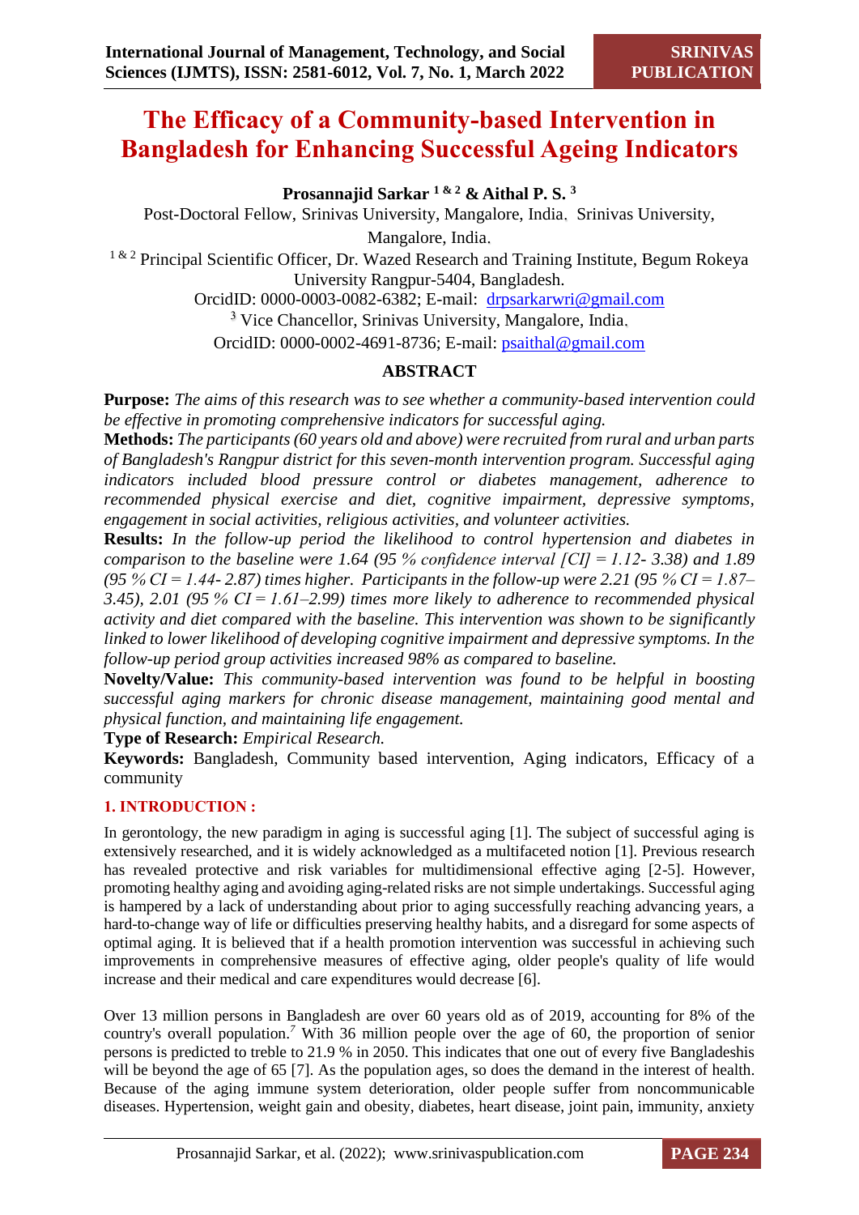# The Efficacy of a Community-based Intervention in Bangladesh for Enhancing Successful Ageing Indicators

**Prosannajid Sarkar [1 & 2] & Aithal P. S. [3]**

Post-Doctoral Fellow, Srinivas University, Mangalore, India, Srinivas University, Mangalore, India.

[1 & 2] Principal Scientific Officer, Dr. Wazed Research and Training Institute, Begum Rokeya University Rangpur-5404, Bangladesh.

OrcidID: 0000-0003-0082-6382; E-mail: drpsarkarwri@gmail.com

[3] Vice Chancellor, Srinivas University, Mangalore, India.

OrcidID: 0000-0002-4691-8736; E-mail: psaithal@gmail.com

## ABSTRACT

**Purpose:** *The aims of this research was to see whether a community-based intervention could be effective in promoting comprehensive indicators for successful aging.*

**Methods:** *The participants (60 years old and above) were recruited from rural and urban parts of Bangladesh's Rangpur district for this seven-month intervention program. Successful aging indicators included blood pressure control or diabetes management, adherence to recommended physical exercise and diet, cognitive impairment, depressive symptoms, engagement in social activities, religious activities, and volunteer activities.*

**Results:** *In the follow-up period the likelihood to control hypertension and diabetes in comparison to the baseline were 1.64 (95 % confidence interval [CI] = 1.12- 3.38) and 1.89 (95 % CI = 1.44- 2.87) times higher. Participants in the follow-up were 2.21 (95 % CI = 1.87–3.45), 2.01 (95 % CI = 1.61–2.99) times more likely to adherence to recommended physical activity and diet compared with the baseline. This intervention was shown to be significantly linked to lower likelihood of developing cognitive impairment and depressive symptoms. In the follow-up period group activities increased 98% as compared to baseline.*

**Novelty/Value:** *This community-based intervention was found to be helpful in boosting successful aging markers for chronic disease management, maintaining good mental and physical function, and maintaining life engagement.*

**Type of Research:** *Empirical Research.*

**Keywords:** Bangladesh, Community based intervention, Aging indicators, Efficacy of a community

## 1. INTRODUCTION :

In gerontology, the new paradigm in aging is successful aging [1]. The subject of successful aging is extensively researched, and it is widely acknowledged as a multifaceted notion [1]. Previous research has revealed protective and risk variables for multidimensional effective aging [2-5]. However, promoting healthy aging and avoiding aging-related risks are not simple undertakings. Successful aging is hampered by a lack of understanding about prior to aging successfully reaching advancing years, a hard-to-change way of life or difficulties preserving healthy habits, and a disregard for some aspects of optimal aging. It is believed that if a health promotion intervention was successful in achieving such improvements in comprehensive measures of effective aging, older people's quality of life would increase and their medical and care expenditures would decrease [6].

Over 13 million persons in Bangladesh are over 60 years old as of 2019, accounting for 8% of the country's overall population.[7] With 36 million people over the age of 60, the proportion of senior persons is predicted to treble to 21.9 % in 2050. This indicates that one out of every five Bangladeshis will be beyond the age of 65 [7]. As the population ages, so does the demand in the interest of health. Because of the aging immune system deterioration, older people suffer from noncommunicable diseases. Hypertension, weight gain and obesity, diabetes, heart disease, joint pain, immunity, anxiety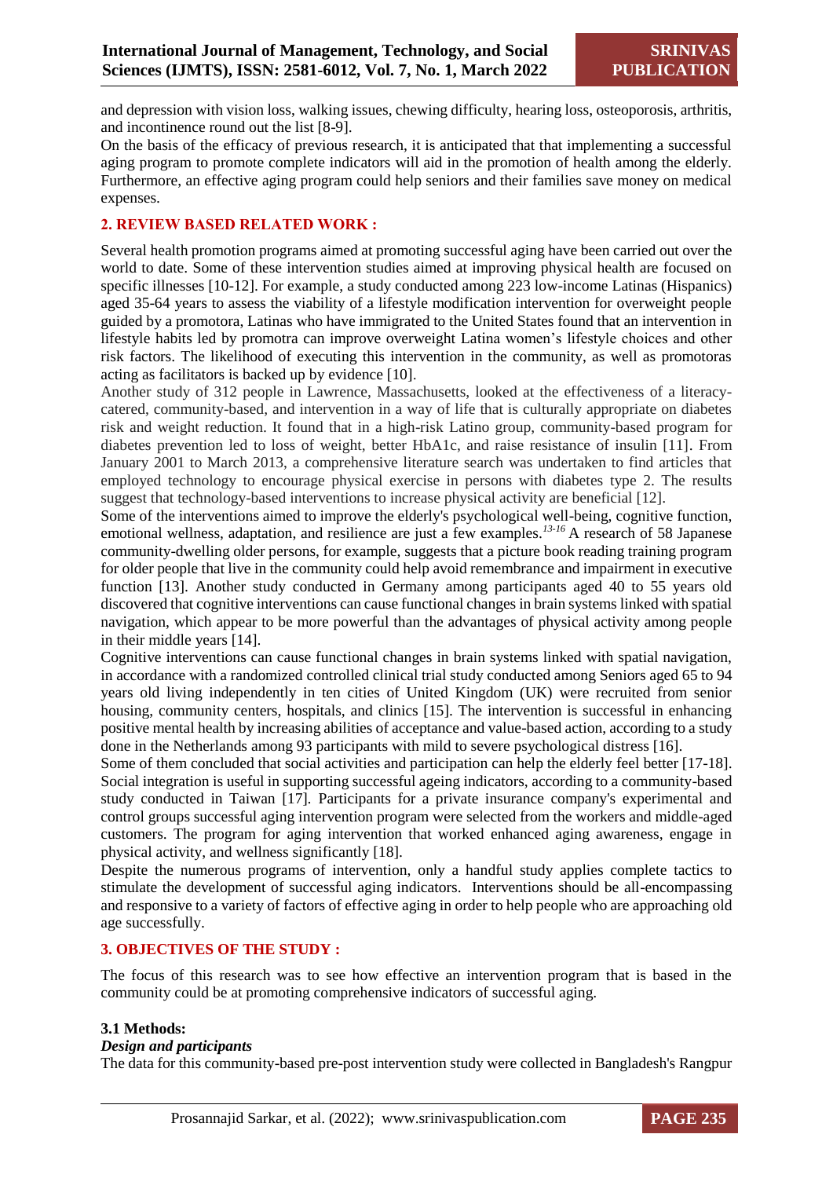and depression with vision loss, walking issues, chewing difficulty, hearing loss, osteoporosis, arthritis, and incontinence round out the list [8-9].

On the basis of the efficacy of previous research, it is anticipated that that implementing a successful aging program to promote complete indicators will aid in the promotion of health among the elderly. Furthermore, an effective aging program could help seniors and their families save money on medical expenses.

## 2. REVIEW BASED RELATED WORK :

Several health promotion programs aimed at promoting successful aging have been carried out over the world to date. Some of these intervention studies aimed at improving physical health are focused on specific illnesses [10-12]. For example, a study conducted among 223 low-income Latinas (Hispanics) aged 35-64 years to assess the viability of a lifestyle modification intervention for overweight people guided by a promotora, Latinas who have immigrated to the United States found that an intervention in lifestyle habits led by promotra can improve overweight Latina women's lifestyle choices and other risk factors. The likelihood of executing this intervention in the community, as well as promotoras acting as facilitators is backed up by evidence [10].

Another study of 312 people in Lawrence, Massachusetts, looked at the effectiveness of a literacy-catered, community-based, and intervention in a way of life that is culturally appropriate on diabetes risk and weight reduction. It found that in a high-risk Latino group, community-based program for diabetes prevention led to loss of weight, better HbA1c, and raise resistance of insulin [11]. From January 2001 to March 2013, a comprehensive literature search was undertaken to find articles that employed technology to encourage physical exercise in persons with diabetes type 2. The results suggest that technology-based interventions to increase physical activity are beneficial [12].

Some of the interventions aimed to improve the elderly's psychological well-being, cognitive function, emotional wellness, adaptation, and resilience are just a few examples.[13-16] A research of 58 Japanese community-dwelling older persons, for example, suggests that a picture book reading training program for older people that live in the community could help avoid remembrance and impairment in executive function [13]. Another study conducted in Germany among participants aged 40 to 55 years old discovered that cognitive interventions can cause functional changes in brain systems linked with spatial navigation, which appear to be more powerful than the advantages of physical activity among people in their middle years [14].

Cognitive interventions can cause functional changes in brain systems linked with spatial navigation, in accordance with a randomized controlled clinical trial study conducted among Seniors aged 65 to 94 years old living independently in ten cities of United Kingdom (UK) were recruited from senior housing, community centers, hospitals, and clinics [15]. The intervention is successful in enhancing positive mental health by increasing abilities of acceptance and value-based action, according to a study done in the Netherlands among 93 participants with mild to severe psychological distress [16].

Some of them concluded that social activities and participation can help the elderly feel better [17-18]. Social integration is useful in supporting successful ageing indicators, according to a community-based study conducted in Taiwan [17]. Participants for a private insurance company's experimental and control groups successful aging intervention program were selected from the workers and middle-aged customers. The program for aging intervention that worked enhanced aging awareness, engage in physical activity, and wellness significantly [18].

Despite the numerous programs of intervention, only a handful study applies complete tactics to stimulate the development of successful aging indicators. Interventions should be all-encompassing and responsive to a variety of factors of effective aging in order to help people who are approaching old age successfully.

## 3. OBJECTIVES OF THE STUDY :

The focus of this research was to see how effective an intervention program that is based in the community could be at promoting comprehensive indicators of successful aging.

### 3.1 Methods:

***Design and participants***

The data for this community-based pre-post intervention study were collected in Bangladesh's Rangpur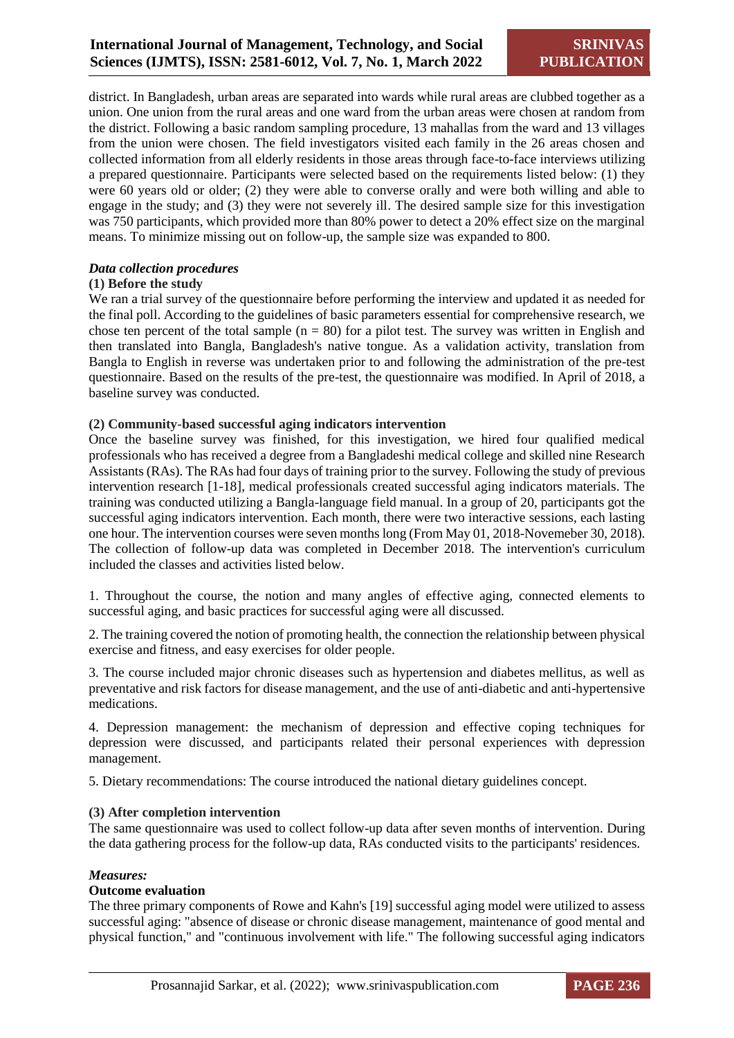district. In Bangladesh, urban areas are separated into wards while rural areas are clubbed together as a union. One union from the rural areas and one ward from the urban areas were chosen at random from the district. Following a basic random sampling procedure, 13 mahallas from the ward and 13 villages from the union were chosen. The field investigators visited each family in the 26 areas chosen and collected information from all elderly residents in those areas through face-to-face interviews utilizing a prepared questionnaire. Participants were selected based on the requirements listed below: (1) they were 60 years old or older; (2) they were able to converse orally and were both willing and able to engage in the study; and (3) they were not severely ill. The desired sample size for this investigation was 750 participants, which provided more than 80% power to detect a 20% effect size on the marginal means. To minimize missing out on follow-up, the sample size was expanded to 800.

***Data collection procedures***

**(1) Before the study**

We ran a trial survey of the questionnaire before performing the interview and updated it as needed for the final poll. According to the guidelines of basic parameters essential for comprehensive research, we chose ten percent of the total sample (n = 80) for a pilot test. The survey was written in English and then translated into Bangla, Bangladesh's native tongue. As a validation activity, translation from Bangla to English in reverse was undertaken prior to and following the administration of the pre-test questionnaire. Based on the results of the pre-test, the questionnaire was modified. In April of 2018, a baseline survey was conducted.

**(2) Community-based successful aging indicators intervention**

Once the baseline survey was finished, for this investigation, we hired four qualified medical professionals who has received a degree from a Bangladeshi medical college and skilled nine Research Assistants (RAs). The RAs had four days of training prior to the survey. Following the study of previous intervention research [1-18], medical professionals created successful aging indicators materials. The training was conducted utilizing a Bangla-language field manual. In a group of 20, participants got the successful aging indicators intervention. Each month, there were two interactive sessions, each lasting one hour. The intervention courses were seven months long (From May 01, 2018-Novemeber 30, 2018). The collection of follow-up data was completed in December 2018. The intervention's curriculum included the classes and activities listed below.

1. Throughout the course, the notion and many angles of effective aging, connected elements to successful aging, and basic practices for successful aging were all discussed.

2. The training covered the notion of promoting health, the connection the relationship between physical exercise and fitness, and easy exercises for older people.

3. The course included major chronic diseases such as hypertension and diabetes mellitus, as well as preventative and risk factors for disease management, and the use of anti-diabetic and anti-hypertensive medications.

4. Depression management: the mechanism of depression and effective coping techniques for depression were discussed, and participants related their personal experiences with depression management.

5. Dietary recommendations: The course introduced the national dietary guidelines concept.

**(3) After completion intervention**

The same questionnaire was used to collect follow-up data after seven months of intervention. During the data gathering process for the follow-up data, RAs conducted visits to the participants' residences.

***Measures:***

**Outcome evaluation**

The three primary components of Rowe and Kahn's [19] successful aging model were utilized to assess successful aging: "absence of disease or chronic disease management, maintenance of good mental and physical function," and "continuous involvement with life." The following successful aging indicators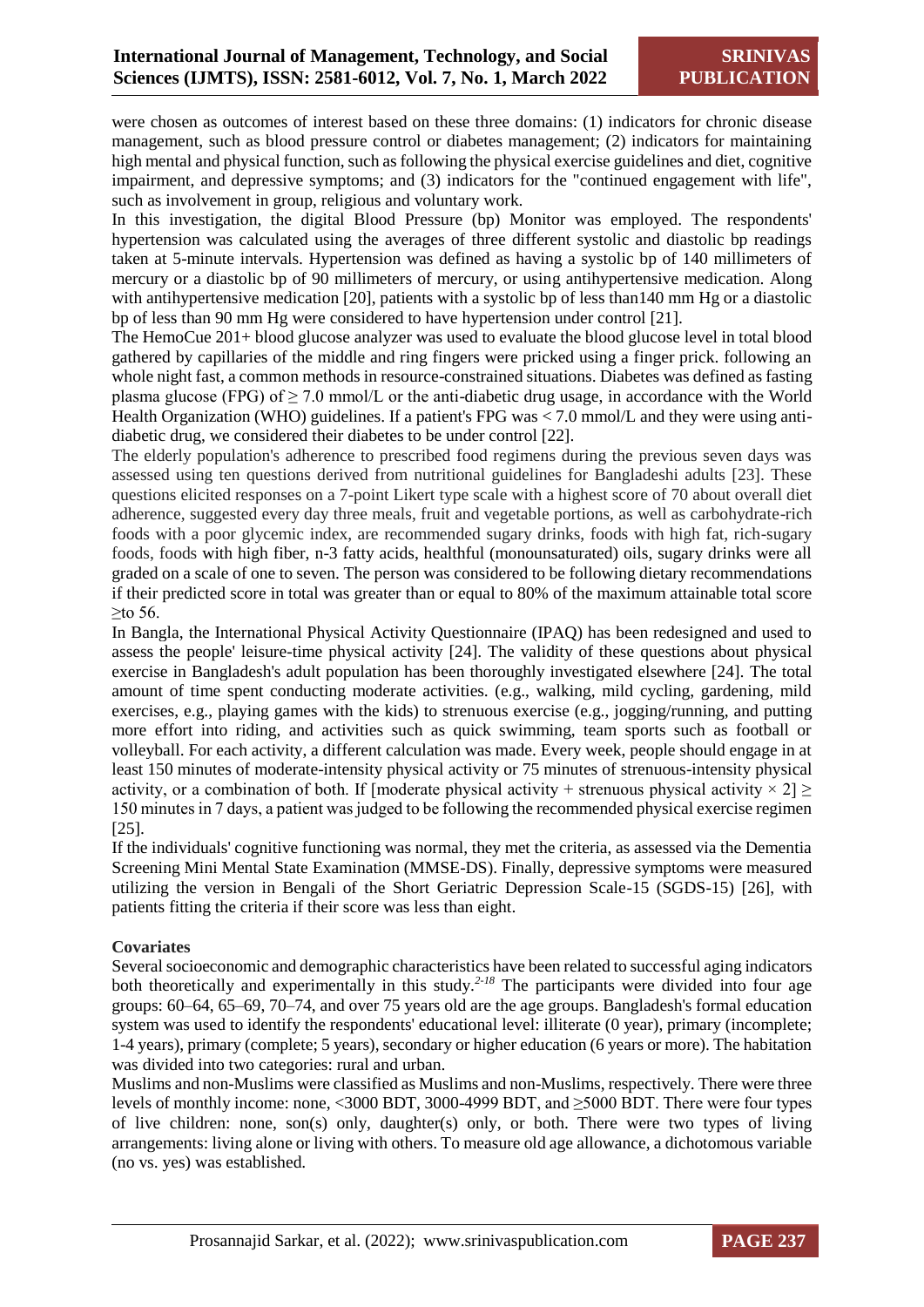were chosen as outcomes of interest based on these three domains: (1) indicators for chronic disease management, such as blood pressure control or diabetes management; (2) indicators for maintaining high mental and physical function, such as following the physical exercise guidelines and diet, cognitive impairment, and depressive symptoms; and (3) indicators for the "continued engagement with life", such as involvement in group, religious and voluntary work.

In this investigation, the digital Blood Pressure (bp) Monitor was employed. The respondents' hypertension was calculated using the averages of three different systolic and diastolic bp readings taken at 5-minute intervals. Hypertension was defined as having a systolic bp of 140 millimeters of mercury or a diastolic bp of 90 millimeters of mercury, or using antihypertensive medication. Along with antihypertensive medication [20], patients with a systolic bp of less than140 mm Hg or a diastolic bp of less than 90 mm Hg were considered to have hypertension under control [21].

The HemoCue 201+ blood glucose analyzer was used to evaluate the blood glucose level in total blood gathered by capillaries of the middle and ring fingers were pricked using a finger prick. following an whole night fast, a common methods in resource-constrained situations. Diabetes was defined as fasting plasma glucose (FPG) of $\geq 7.0$ mmol/L or the anti-diabetic drug usage, in accordance with the World Health Organization (WHO) guidelines. If a patient's FPG was $< 7.0$ mmol/L and they were using anti-diabetic drug, we considered their diabetes to be under control [22].

The elderly population's adherence to prescribed food regimens during the previous seven days was assessed using ten questions derived from nutritional guidelines for Bangladeshi adults [23]. These questions elicited responses on a 7-point Likert type scale with a highest score of 70 about overall diet adherence, suggested every day three meals, fruit and vegetable portions, as well as carbohydrate-rich foods with a poor glycemic index, are recommended sugary drinks, foods with high fat, rich-sugary foods, foods with high fiber, n-3 fatty acids, healthful (monounsaturated) oils, sugary drinks were all graded on a scale of one to seven. The person was considered to be following dietary recommendations if their predicted score in total was greater than or equal to 80% of the maximum attainable total score $\geq$to 56.

In Bangla, the International Physical Activity Questionnaire (IPAQ) has been redesigned and used to assess the people' leisure-time physical activity [24]. The validity of these questions about physical exercise in Bangladesh's adult population has been thoroughly investigated elsewhere [24]. The total amount of time spent conducting moderate activities. (e.g., walking, mild cycling, gardening, mild exercises, e.g., playing games with the kids) to strenuous exercise (e.g., jogging/running, and putting more effort into riding, and activities such as quick swimming, team sports such as football or volleyball. For each activity, a different calculation was made. Every week, people should engage in at least 150 minutes of moderate-intensity physical activity or 75 minutes of strenuous-intensity physical activity, or a combination of both. If [moderate physical activity + strenuous physical activity $\times$ 2] $\geq$ 150 minutes in 7 days, a patient was judged to be following the recommended physical exercise regimen [25].

If the individuals' cognitive functioning was normal, they met the criteria, as assessed via the Dementia Screening Mini Mental State Examination (MMSE-DS). Finally, depressive symptoms were measured utilizing the version in Bengali of the Short Geriatric Depression Scale-15 (SGDS-15) [26], with patients fitting the criteria if their score was less than eight.

**Covariates**

Several socioeconomic and demographic characteristics have been related to successful aging indicators both theoretically and experimentally in this study.[2-18] The participants were divided into four age groups: 60–64, 65–69, 70–74, and over 75 years old are the age groups. Bangladesh's formal education system was used to identify the respondents' educational level: illiterate (0 year), primary (incomplete; 1-4 years), primary (complete; 5 years), secondary or higher education (6 years or more). The habitation was divided into two categories: rural and urban.

Muslims and non-Muslims were classified as Muslims and non-Muslims, respectively. There were three levels of monthly income: none, <3000 BDT, 3000-4999 BDT, and $\geq$5000 BDT. There were four types of live children: none, son(s) only, daughter(s) only, or both. There were two types of living arrangements: living alone or living with others. To measure old age allowance, a dichotomous variable (no vs. yes) was established.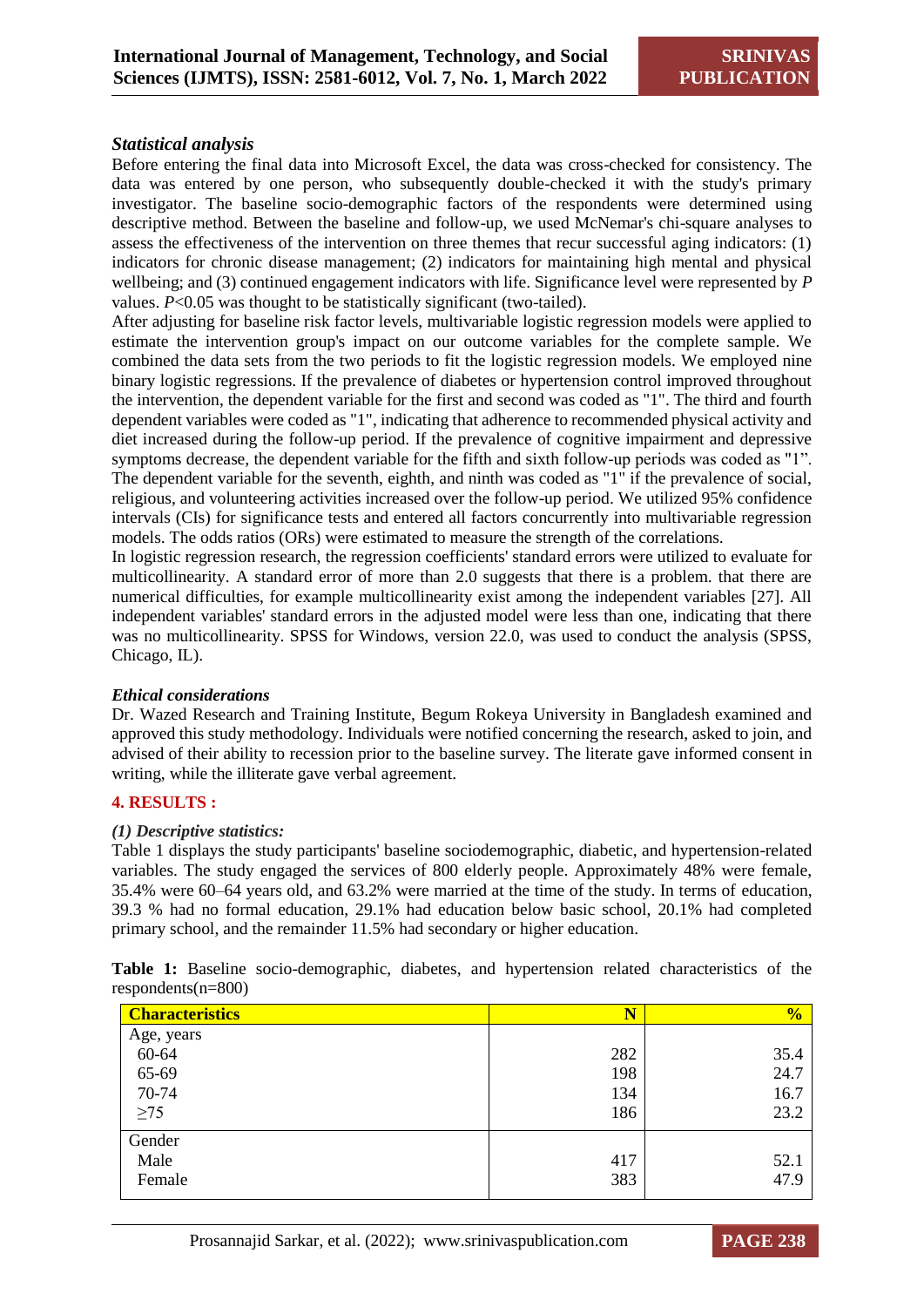### *Statistical analysis*

Before entering the final data into Microsoft Excel, the data was cross-checked for consistency. The data was entered by one person, who subsequently double-checked it with the study's primary investigator. The baseline socio-demographic factors of the respondents were determined using descriptive method. Between the baseline and follow-up, we used McNemar's chi-square analyses to assess the effectiveness of the intervention on three themes that recur successful aging indicators: (1) indicators for chronic disease management; (2) indicators for maintaining high mental and physical wellbeing; and (3) continued engagement indicators with life. Significance level were represented by *P* values. $P<0.05$ was thought to be statistically significant (two-tailed).

After adjusting for baseline risk factor levels, multivariable logistic regression models were applied to estimate the intervention group's impact on our outcome variables for the complete sample. We combined the data sets from the two periods to fit the logistic regression models. We employed nine binary logistic regressions. If the prevalence of diabetes or hypertension control improved throughout the intervention, the dependent variable for the first and second was coded as "1". The third and fourth dependent variables were coded as "1", indicating that adherence to recommended physical activity and diet increased during the follow-up period. If the prevalence of cognitive impairment and depressive symptoms decrease, the dependent variable for the fifth and sixth follow-up periods was coded as "1". The dependent variable for the seventh, eighth, and ninth was coded as "1" if the prevalence of social, religious, and volunteering activities increased over the follow-up period. We utilized 95% confidence intervals (CIs) for significance tests and entered all factors concurrently into multivariable regression models. The odds ratios (ORs) were estimated to measure the strength of the correlations.

In logistic regression research, the regression coefficients' standard errors were utilized to evaluate for multicollinearity. A standard error of more than 2.0 suggests that there is a problem. that there are numerical difficulties, for example multicollinearity exist among the independent variables [27]. All independent variables' standard errors in the adjusted model were less than one, indicating that there was no multicollinearity. SPSS for Windows, version 22.0, was used to conduct the analysis (SPSS, Chicago, IL).

### *Ethical considerations*

Dr. Wazed Research and Training Institute, Begum Rokeya University in Bangladesh examined and approved this study methodology. Individuals were notified concerning the research, asked to join, and advised of their ability to recession prior to the baseline survey. The literate gave informed consent in writing, while the illiterate gave verbal agreement.

## 4. RESULTS :

### *(1) Descriptive statistics:*

Table 1 displays the study participants' baseline sociodemographic, diabetic, and hypertension-related variables. The study engaged the services of 800 elderly people. Approximately 48% were female, 35.4% were 60–64 years old, and 63.2% were married at the time of the study. In terms of education, 39.3 % had no formal education, 29.1% had education below basic school, 20.1% had completed primary school, and the remainder 11.5% had secondary or higher education.

**Table 1:** Baseline socio-demographic, diabetes, and hypertension related characteristics of the respondents(n=800)

| Characteristics | N | % |
|---|---|---|
| Age, years | | |
| 60-64 | 282 | 35.4 |
| 65-69 | 198 | 24.7 |
| 70-74 | 134 | 16.7 |
| ≥75 | 186 | 23.2 |
| Gender | | |
| Male | 417 | 52.1 |
| Female | 383 | 47.9 |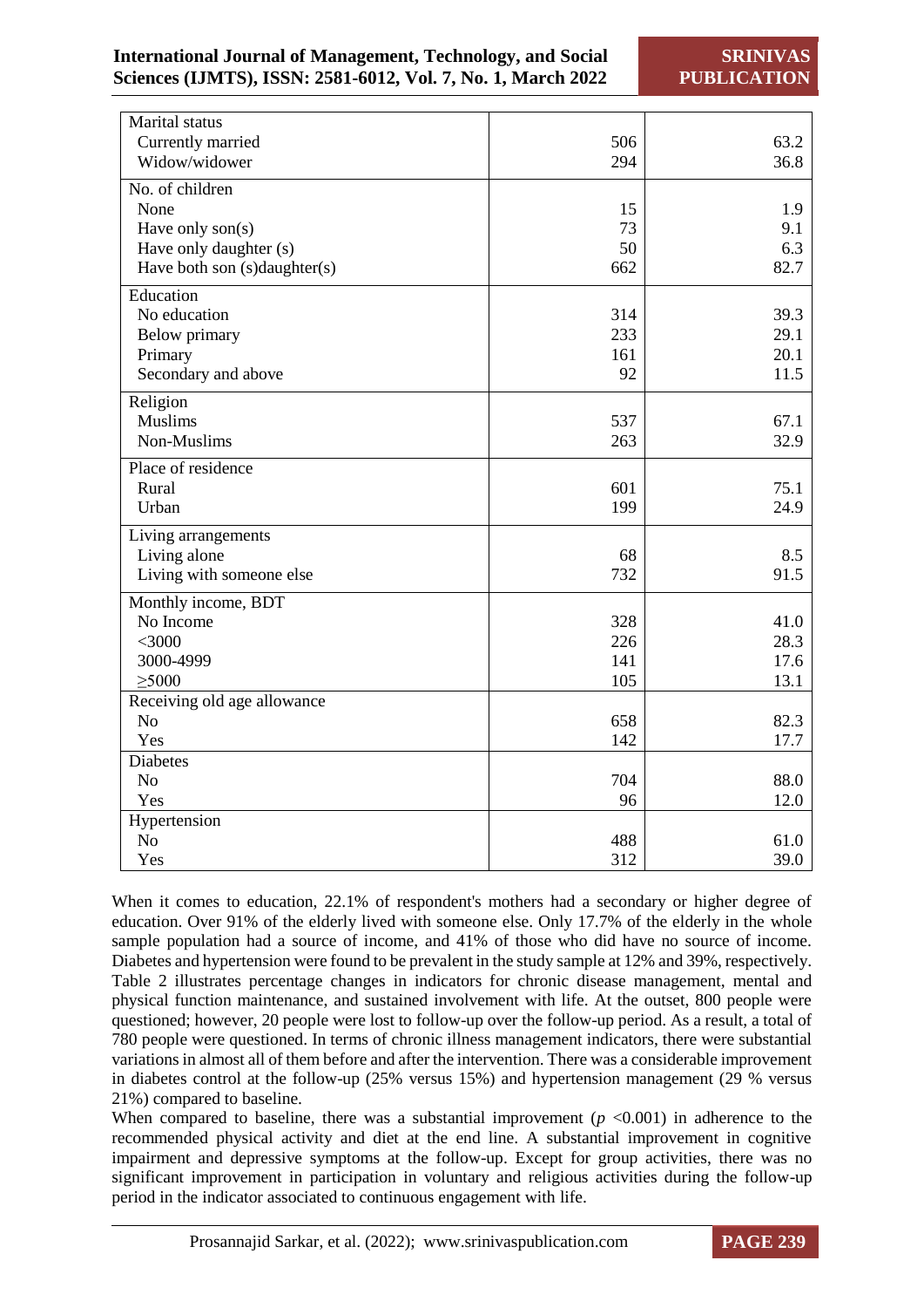| | | |
|---|---|---|
| Marital status | | |
| Currently married | 506 | 63.2 |
| Widow/widower | 294 | 36.8 |
| No. of children | | |
| None | 15 | 1.9 |
| Have only son(s) | 73 | 9.1 |
| Have only daughter (s) | 50 | 6.3 |
| Have both son (s)daughter(s) | 662 | 82.7 |
| Education | | |
| No education | 314 | 39.3 |
| Below primary | 233 | 29.1 |
| Primary | 161 | 20.1 |
| Secondary and above | 92 | 11.5 |
| Religion | | |
| Muslims | 537 | 67.1 |
| Non-Muslims | 263 | 32.9 |
| Place of residence | | |
| Rural | 601 | 75.1 |
| Urban | 199 | 24.9 |
| Living arrangements | | |
| Living alone | 68 | 8.5 |
| Living with someone else | 732 | 91.5 |
| Monthly income, BDT | | |
| No Income | 328 | 41.0 |
| <3000 | 226 | 28.3 |
| 3000-4999 | 141 | 17.6 |
| ≥5000 | 105 | 13.1 |
| Receiving old age allowance | | |
| No | 658 | 82.3 |
| Yes | 142 | 17.7 |
| Diabetes | | |
| No | 704 | 88.0 |
| Yes | 96 | 12.0 |
| Hypertension | | |
| No | 488 | 61.0 |
| Yes | 312 | 39.0 |

When it comes to education, 22.1% of respondent's mothers had a secondary or higher degree of education. Over 91% of the elderly lived with someone else. Only 17.7% of the elderly in the whole sample population had a source of income, and 41% of those who did have no source of income. Diabetes and hypertension were found to be prevalent in the study sample at 12% and 39%, respectively. Table 2 illustrates percentage changes in indicators for chronic disease management, mental and physical function maintenance, and sustained involvement with life. At the outset, 800 people were questioned; however, 20 people were lost to follow-up over the follow-up period. As a result, a total of 780 people were questioned. In terms of chronic illness management indicators, there were substantial variations in almost all of them before and after the intervention. There was a considerable improvement in diabetes control at the follow-up (25% versus 15%) and hypertension management (29 % versus 21%) compared to baseline.

When compared to baseline, there was a substantial improvement ($p$ <0.001) in adherence to the recommended physical activity and diet at the end line. A substantial improvement in cognitive impairment and depressive symptoms at the follow-up. Except for group activities, there was no significant improvement in participation in voluntary and religious activities during the follow-up period in the indicator associated to continuous engagement with life.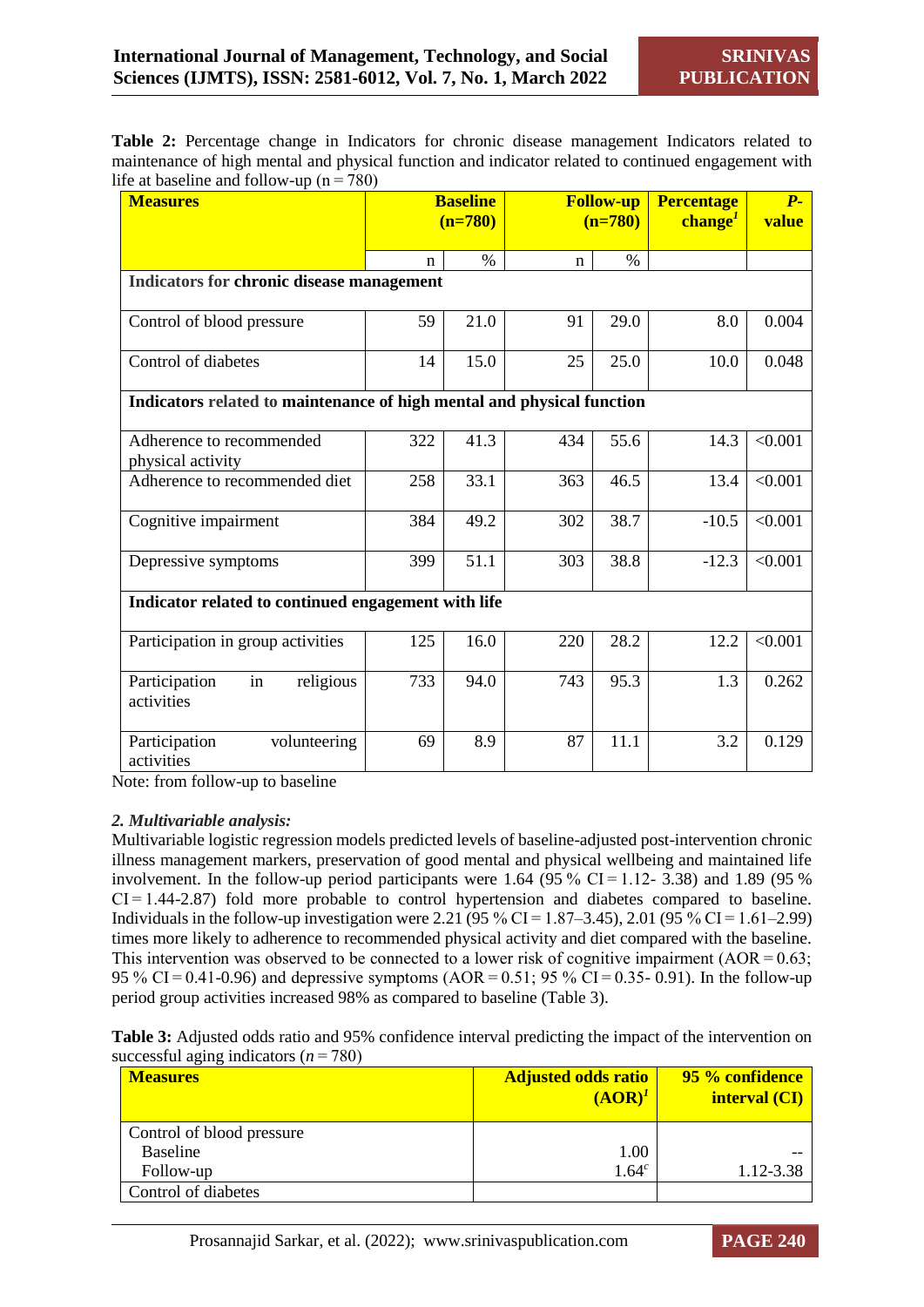**Table 2:** Percentage change in Indicators for chronic disease management Indicators related to maintenance of high mental and physical function and indicator related to continued engagement with life at baseline and follow-up (n = 780)

| Measures | Baseline (n=780) | | Follow-up (n=780) | | Percentage change[1] | *P*-value |
|---|---|---|---|---|---|---|
| | n | % | n | % | | |
| **Indicators for chronic disease management** | | | | | | |
| Control of blood pressure | 59 | 21.0 | 91 | 29.0 | 8.0 | 0.004 |
| Control of diabetes | 14 | 15.0 | 25 | 25.0 | 10.0 | 0.048 |
| **Indicators related to maintenance of high mental and physical function** | | | | | | |
| Adherence to recommended physical activity | 322 | 41.3 | 434 | 55.6 | 14.3 | <0.001 |
| Adherence to recommended diet | 258 | 33.1 | 363 | 46.5 | 13.4 | <0.001 |
| Cognitive impairment | 384 | 49.2 | 302 | 38.7 | -10.5 | <0.001 |
| Depressive symptoms | 399 | 51.1 | 303 | 38.8 | -12.3 | <0.001 |
| **Indicator related to continued engagement with life** | | | | | | |
| Participation in group activities | 125 | 16.0 | 220 | 28.2 | 12.2 | <0.001 |
| Participation in religious activities | 733 | 94.0 | 743 | 95.3 | 1.3 | 0.262 |
| Participation volunteering activities | 69 | 8.9 | 87 | 11.1 | 3.2 | 0.129 |

Note: from follow-up to baseline

### *2. Multivariable analysis:*

Multivariable logistic regression models predicted levels of baseline-adjusted post-intervention chronic illness management markers, preservation of good mental and physical wellbeing and maintained life involvement. In the follow-up period participants were 1.64 (95 % CI = 1.12- 3.38) and 1.89 (95 % CI = 1.44-2.87) fold more probable to control hypertension and diabetes compared to baseline. Individuals in the follow-up investigation were 2.21 (95 % CI = 1.87–3.45), 2.01 (95 % CI = 1.61–2.99) times more likely to adherence to recommended physical activity and diet compared with the baseline. This intervention was observed to be connected to a lower risk of cognitive impairment (AOR = 0.63; 95 % CI = 0.41-0.96) and depressive symptoms (AOR = 0.51; 95 % CI = 0.35- 0.91). In the follow-up period group activities increased 98% as compared to baseline (Table 3).

**Table 3:** Adjusted odds ratio and 95% confidence interval predicting the impact of the intervention on successful aging indicators (*n* = 780)

| Measures | Adjusted odds ratio (AOR)[1] | 95 % confidence interval (CI) |
|---|---|---|
| Control of blood pressure | | |
| Baseline | 1.00 | -- |
| Follow-up | 1.64[c] | 1.12-3.38 |
| Control of diabetes | | |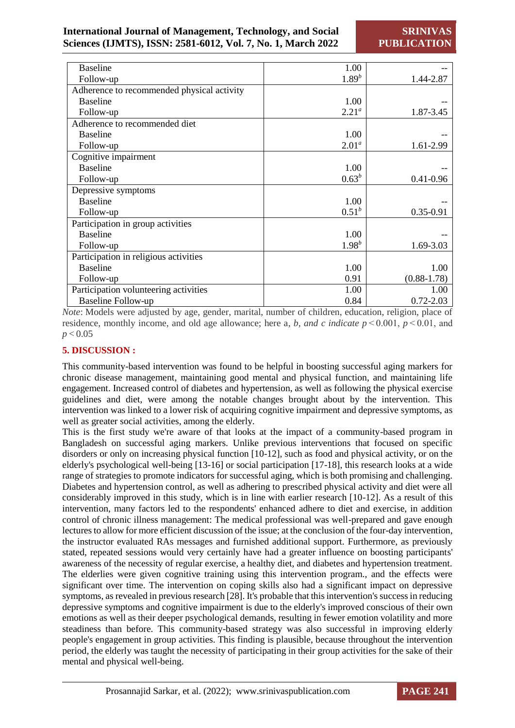| | | |
|---|---|---|
| Baseline | 1.00 | -- |
| Follow-up | 1.89[b] | 1.44-2.87 |
| Adherence to recommended physical activity | | |
| Baseline | 1.00 | -- |
| Follow-up | 2.21[a] | 1.87-3.45 |
| Adherence to recommended diet | | |
| Baseline | 1.00 | -- |
| Follow-up | 2.01[a] | 1.61-2.99 |
| Cognitive impairment | | |
| Baseline | 1.00 | -- |
| Follow-up | 0.63[b] | 0.41-0.96 |
| Depressive symptoms | | |
| Baseline | 1.00 | -- |
| Follow-up | 0.51[b] | 0.35-0.91 |
| Participation in group activities | | |
| Baseline | 1.00 | -- |
| Follow-up | 1.98[b] | 1.69-3.03 |
| Participation in religious activities | | |
| Baseline | 1.00 | 1.00 |
| Follow-up | 0.91 | (0.88-1.78) |
| Participation volunteering activities | 1.00 | 1.00 |
| Baseline Follow-up | 0.84 | 0.72-2.03 |

*Note*: Models were adjusted by age, gender, marital, number of children, education, religion, place of residence, monthly income, and old age allowance; here a, *b, and c indicate* $p < 0.001$, $p < 0.01$, and $p < 0.05$

## 5. DISCUSSION :

This community-based intervention was found to be helpful in boosting successful aging markers for chronic disease management, maintaining good mental and physical function, and maintaining life engagement. Increased control of diabetes and hypertension, as well as following the physical exercise guidelines and diet, were among the notable changes brought about by the intervention. This intervention was linked to a lower risk of acquiring cognitive impairment and depressive symptoms, as well as greater social activities, among the elderly.

This is the first study we're aware of that looks at the impact of a community-based program in Bangladesh on successful aging markers. Unlike previous interventions that focused on specific disorders or only on increasing physical function [10-12], such as food and physical activity, or on the elderly's psychological well-being [13-16] or social participation [17-18], this research looks at a wide range of strategies to promote indicators for successful aging, which is both promising and challenging. Diabetes and hypertension control, as well as adhering to prescribed physical activity and diet were all considerably improved in this study, which is in line with earlier research [10-12]. As a result of this intervention, many factors led to the respondents' enhanced adhere to diet and exercise, in addition control of chronic illness management: The medical professional was well-prepared and gave enough lectures to allow for more efficient discussion of the issue; at the conclusion of the four-day intervention, the instructor evaluated RAs messages and furnished additional support. Furthermore, as previously stated, repeated sessions would very certainly have had a greater influence on boosting participants' awareness of the necessity of regular exercise, a healthy diet, and diabetes and hypertension treatment. The elderlies were given cognitive training using this intervention program., and the effects were significant over time. The intervention on coping skills also had a significant impact on depressive symptoms, as revealed in previous research [28]. It's probable that this intervention's success in reducing depressive symptoms and cognitive impairment is due to the elderly's improved conscious of their own emotions as well as their deeper psychological demands, resulting in fewer emotion volatility and more steadiness than before. This community-based strategy was also successful in improving elderly people's engagement in group activities. This finding is plausible, because throughout the intervention period, the elderly was taught the necessity of participating in their group activities for the sake of their mental and physical well-being.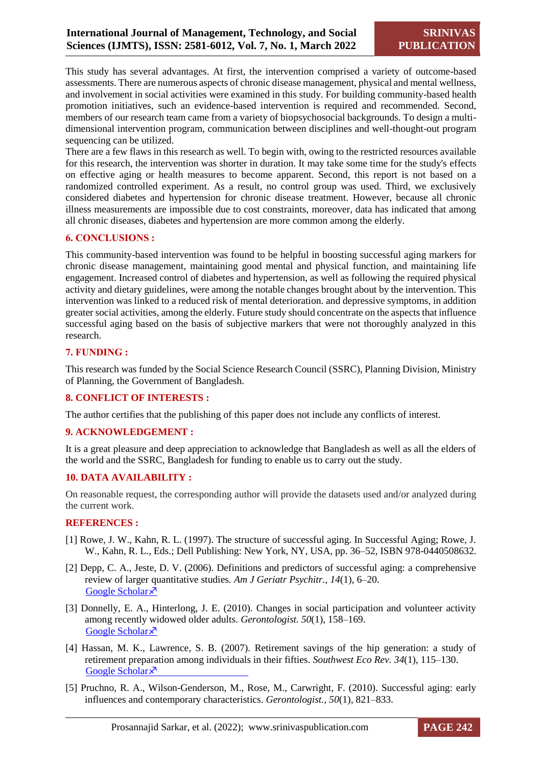This study has several advantages. At first, the intervention comprised a variety of outcome-based assessments. There are numerous aspects of chronic disease management, physical and mental wellness, and involvement in social activities were examined in this study. For building community-based health promotion initiatives, such an evidence-based intervention is required and recommended. Second, members of our research team came from a variety of biopsychosocial backgrounds. To design a multi-dimensional intervention program, communication between disciplines and well-thought-out program sequencing can be utilized.

There are a few flaws in this research as well. To begin with, owing to the restricted resources available for this research, the intervention was shorter in duration. It may take some time for the study's effects on effective aging or health measures to become apparent. Second, this report is not based on a randomized controlled experiment. As a result, no control group was used. Third, we exclusively considered diabetes and hypertension for chronic disease treatment. However, because all chronic illness measurements are impossible due to cost constraints, moreover, data has indicated that among all chronic diseases, diabetes and hypertension are more common among the elderly.

## 6. CONCLUSIONS :

This community-based intervention was found to be helpful in boosting successful aging markers for chronic disease management, maintaining good mental and physical function, and maintaining life engagement. Increased control of diabetes and hypertension, as well as following the required physical activity and dietary guidelines, were among the notable changes brought about by the intervention. This intervention was linked to a reduced risk of mental deterioration. and depressive symptoms, in addition greater social activities, among the elderly. Future study should concentrate on the aspects that influence successful aging based on the basis of subjective markers that were not thoroughly analyzed in this research.

## 7. FUNDING :

This research was funded by the Social Science Research Council (SSRC), Planning Division, Ministry of Planning, the Government of Bangladesh.

## 8. CONFLICT OF INTERESTS :

The author certifies that the publishing of this paper does not include any conflicts of interest.

## 9. ACKNOWLEDGEMENT :

It is a great pleasure and deep appreciation to acknowledge that Bangladesh as well as all the elders of the world and the SSRC, Bangladesh for funding to enable us to carry out the study.

## 10. DATA AVAILABILITY :

On reasonable request, the corresponding author will provide the datasets used and/or analyzed during the current work.

## REFERENCES :

[1] Rowe, J. W., Kahn, R. L. (1997). The structure of successful aging. In Successful Aging; Rowe, J. W., Kahn, R. L., Eds.; Dell Publishing: New York, NY, USA, pp. 36–52, ISBN 978-0440508632.

[2] Depp, C. A., Jeste, D. V. (2006). Definitions and predictors of successful aging: a comprehensive review of larger quantitative studies. *Am J Geriatr Psychitr., 14*(1), 6–20. Google Scholar

[3] Donnelly, E. A., Hinterlong, J. E. (2010). Changes in social participation and volunteer activity among recently widowed older adults. *Gerontologist. 50*(1), 158–169. Google Scholar

[4] Hassan, M. K., Lawrence, S. B. (2007). Retirement savings of the hip generation: a study of retirement preparation among individuals in their fifties. *Southwest Eco Rev. 34*(1), 115–130. Google Scholar

[5] Pruchno, R. A., Wilson-Genderson, M., Rose, M., Carwright, F. (2010). Successful aging: early influences and contemporary characteristics. *Gerontologist., 50*(1), 821–833.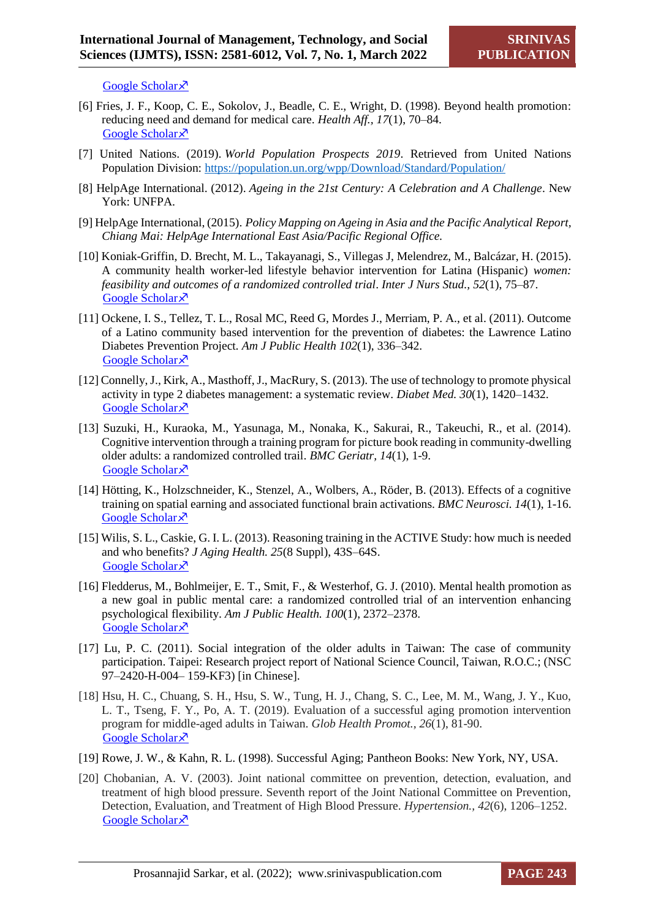Google Scholar↗

[6] Fries, J. F., Koop, C. E., Sokolov, J., Beadle, C. E., Wright, D. (1998). Beyond health promotion: reducing need and demand for medical care. *Health Aff., 17*(1), 70–84.
Google Scholar↗

[7] United Nations. (2019). *World Population Prospects 2019*. Retrieved from United Nations Population Division: https://population.un.org/wpp/Download/Standard/Population/

[8] HelpAge International. (2012). *Ageing in the 21st Century: A Celebration and A Challenge*. New York: UNFPA.

[9] HelpAge International, (2015). *Policy Mapping on Ageing in Asia and the Pacific Analytical Report, Chiang Mai: HelpAge International East Asia/Pacific Regional Office.*

[10] Koniak-Griffin, D. Brecht, M. L., Takayanagi, S., Villegas J, Melendrez, M., Balcázar, H. (2015). A community health worker-led lifestyle behavior intervention for Latina (Hispanic) *women: feasibility and outcomes of a randomized controlled trial*. *Inter J Nurs Stud., 52*(1), 75–87.
Google Scholar↗

[11] Ockene, I. S., Tellez, T. L., Rosal MC, Reed G, Mordes J., Merriam, P. A., et al. (2011). Outcome of a Latino community based intervention for the prevention of diabetes: the Lawrence Latino Diabetes Prevention Project. *Am J Public Health 102*(1), 336–342.
Google Scholar↗

[12] Connelly, J., Kirk, A., Masthoff, J., MacRury, S. (2013). The use of technology to promote physical activity in type 2 diabetes management: a systematic review. *Diabet Med. 30*(1), 1420–1432.
Google Scholar↗

[13] Suzuki, H., Kuraoka, M., Yasunaga, M., Nonaka, K., Sakurai, R., Takeuchi, R., et al. (2014). Cognitive intervention through a training program for picture book reading in community-dwelling older adults: a randomized controlled trail. *BMC Geriatr, 14*(1), 1-9.
Google Scholar↗

[14] Hötting, K., Holzschneider, K., Stenzel, A., Wolbers, A., Röder, B. (2013). Effects of a cognitive training on spatial earning and associated functional brain activations. *BMC Neurosci. 14*(1), 1-16.
Google Scholar↗

[15] Wilis, S. L., Caskie, G. I. L. (2013). Reasoning training in the ACTIVE Study: how much is needed and who benefits? *J Aging Health. 25*(8 Suppl), 43S–64S.
Google Scholar↗

[16] Fledderus, M., Bohlmeijer, E. T., Smit, F., & Westerhof, G. J. (2010). Mental health promotion as a new goal in public mental care: a randomized controlled trial of an intervention enhancing psychological flexibility. *Am J Public Health. 100*(1), 2372–2378.
Google Scholar↗

[17] Lu, P. C. (2011). Social integration of the older adults in Taiwan: The case of community participation. Taipei: Research project report of National Science Council, Taiwan, R.O.C.; (NSC 97–2420-H-004– 159-KF3) [in Chinese].

[18] Hsu, H. C., Chuang, S. H., Hsu, S. W., Tung, H. J., Chang, S. C., Lee, M. M., Wang, J. Y., Kuo, L. T., Tseng, F. Y., Po, A. T. (2019). Evaluation of a successful aging promotion intervention program for middle-aged adults in Taiwan. *Glob Health Promot., 26*(1), 81-90.
Google Scholar↗

[19] Rowe, J. W., & Kahn, R. L. (1998). Successful Aging; Pantheon Books: New York, NY, USA.

[20] Chobanian, A. V. (2003). Joint national committee on prevention, detection, evaluation, and treatment of high blood pressure. Seventh report of the Joint National Committee on Prevention, Detection, Evaluation, and Treatment of High Blood Pressure. *Hypertension., 42*(6), 1206–1252.
Google Scholar↗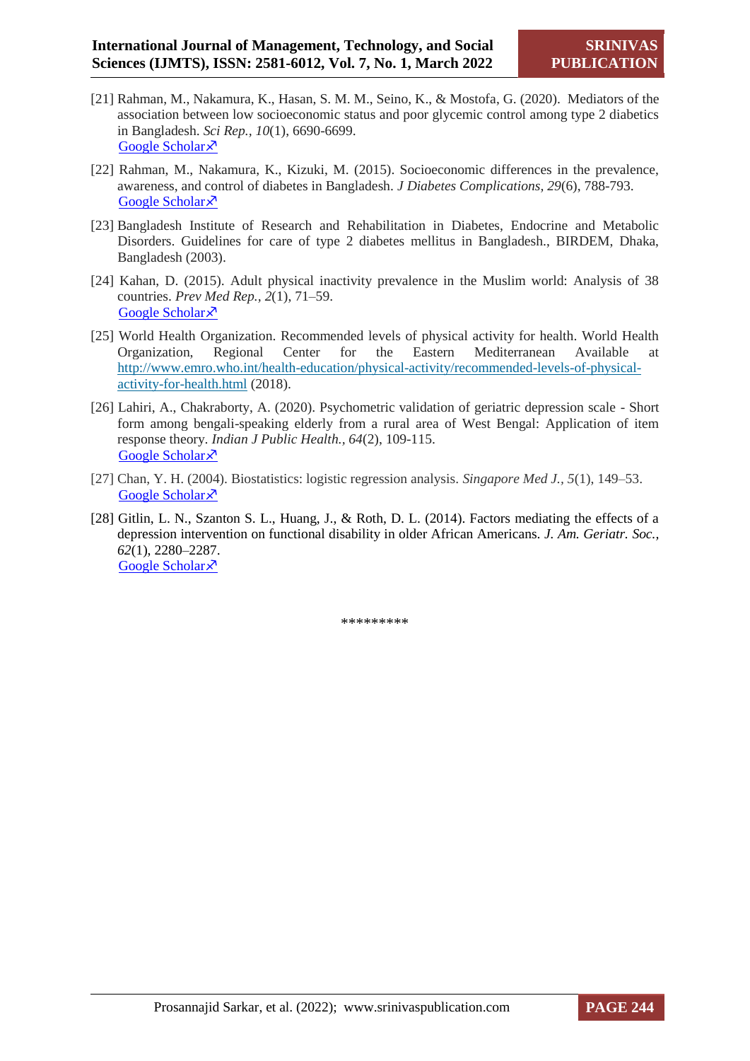[21] Rahman, M., Nakamura, K., Hasan, S. M. M., Seino, K., & Mostofa, G. (2020). Mediators of the association between low socioeconomic status and poor glycemic control among type 2 diabetics in Bangladesh. *Sci Rep.*, *10*(1), 6690-6699.
Google Scholar↗

[22] Rahman, M., Nakamura, K., Kizuki, M. (2015). Socioeconomic differences in the prevalence, awareness, and control of diabetes in Bangladesh. *J Diabetes Complications, 29*(6), 788-793.
Google Scholar↗

[23] Bangladesh Institute of Research and Rehabilitation in Diabetes, Endocrine and Metabolic Disorders. Guidelines for care of type 2 diabetes mellitus in Bangladesh., BIRDEM, Dhaka, Bangladesh (2003).

[24] Kahan, D. (2015). Adult physical inactivity prevalence in the Muslim world: Analysis of 38 countries. *Prev Med Rep.*, *2*(1), 71–59.
Google Scholar↗

[25] World Health Organization. Recommended levels of physical activity for health. World Health Organization, Regional Center for the Eastern Mediterranean Available at http://www.emro.who.int/health-education/physical-activity/recommended-levels-of-physical-activity-for-health.html (2018).

[26] Lahiri, A., Chakraborty, A. (2020). Psychometric validation of geriatric depression scale - Short form among bengali-speaking elderly from a rural area of West Bengal: Application of item response theory. *Indian J Public Health.*, *64*(2), 109-115.
Google Scholar↗

[27] Chan, Y. H. (2004). Biostatistics: logistic regression analysis. *Singapore Med J.*, *5*(1), 149–53.
Google Scholar↗

[28] Gitlin, L. N., Szanton S. L., Huang, J., & Roth, D. L. (2014). Factors mediating the effects of a depression intervention on functional disability in older African Americans. *J. Am. Geriatr. Soc.*, *62*(1), 2280–2287.
Google Scholar↗

*********